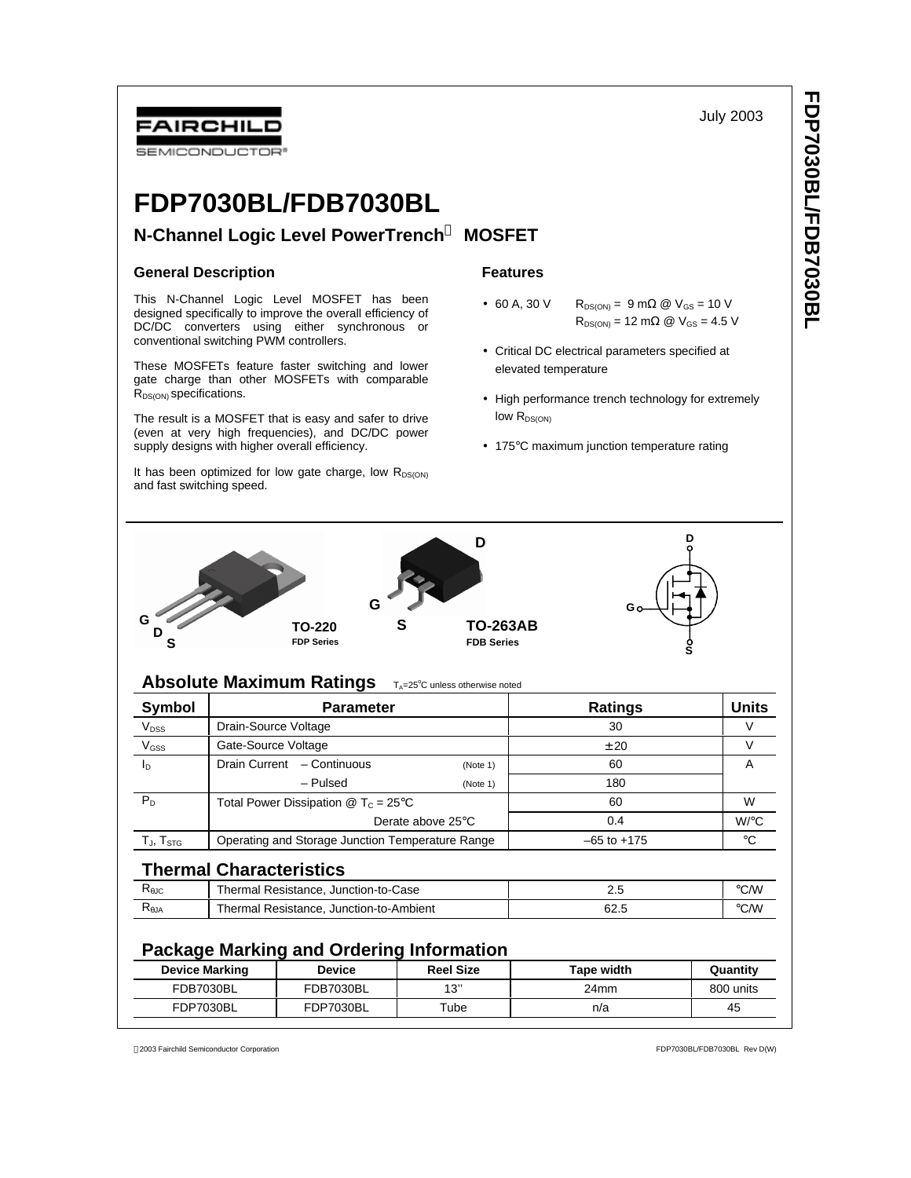July 2003

# FDP7030BL/FDB7030BL

## N-Channel Logic Level PowerTrench® MOSFET

### General Description

This N-Channel Logic Level MOSFET has been designed specifically to improve the overall efficiency of DC/DC converters using either synchronous or conventional switching PWM controllers.

These MOSFETs feature faster switching and lower gate charge than other MOSFETs with comparable $R_{DS(ON)}$ specifications.

The result is a MOSFET that is easy and safer to drive (even at very high frequencies), and DC/DC power supply designs with higher overall efficiency.

It has been optimized for low gate charge, low $R_{DS(ON)}$ and fast switching speed.

### Features

- 60 A, 30 V $R_{DS(ON)}$ = 9 mΩ @ $V_{GS}$ = 10 V
  $R_{DS(ON)}$ = 12 mΩ @ $V_{GS}$ = 4.5 V
- Critical DC electrical parameters specified at elevated temperature
- High performance trench technology for extremely low $R_{DS(ON)}$
- 175°C maximum junction temperature rating

G D S TO-220 FDP Series

D G S TO-263AB FDB Series

D G S

## Absolute Maximum Ratings $T_A$=25°C unless otherwise noted

| Symbol | Parameter | | Ratings | Units |
|---|---|---|---|---|
| $V_{DSS}$ | Drain-Source Voltage | | 30 | V |
| $V_{GSS}$ | Gate-Source Voltage | | ±20 | V |
| $I_D$ | Drain Current – Continuous | (Note 1) | 60 | A |
| | – Pulsed | (Note 1) | 180 | |
| $P_D$ | Total Power Dissipation @ $T_C$ = 25°C | | 60 | W |
| | Derate above 25°C | | 0.4 | W/°C |
| $T_J$, $T_{STG}$ | Operating and Storage Junction Temperature Range | | –65 to +175 | °C |

## Thermal Characteristics

| Symbol | Parameter | Ratings | Units |
|---|---|---|---|
| $R_{\theta JC}$ | Thermal Resistance, Junction-to-Case | 2.5 | °C/W |
| $R_{\theta JA}$ | Thermal Resistance, Junction-to-Ambient | 62.5 | °C/W |

## Package Marking and Ordering Information

| Device Marking | Device | Reel Size | Tape width | Quantity |
|---|---|---|---|---|
| FDB7030BL | FDB7030BL | 13'' | 24mm | 800 units |
| FDP7030BL | FDP7030BL | Tube | n/a | 45 |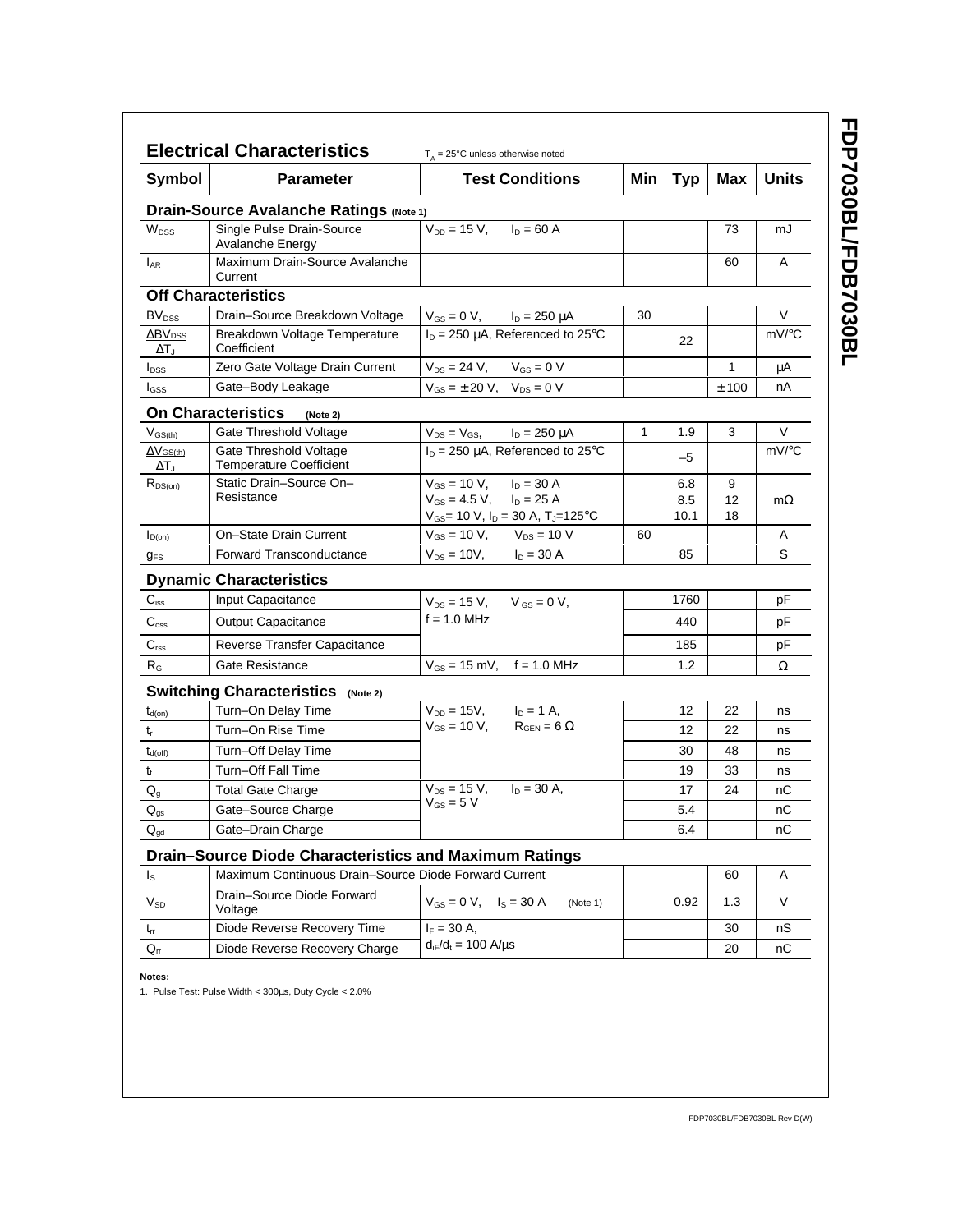## Electrical Characteristics

$T_A = 25°C$ unless otherwise noted

| Symbol | Parameter | Test Conditions | Min | Typ | Max | Units |
|---|---|---|---|---|---|---|
| **Drain-Source Avalanche Ratings (Note 1)** | | | | | | |
| $W_{DSS}$ | Single Pulse Drain-Source Avalanche Energy | $V_{DD} = 15$ V, $I_D = 60$ A | | | 73 | mJ |
| $I_{AR}$ | Maximum Drain-Source Avalanche Current | | | | 60 | A |
| **Off Characteristics** | | | | | | |
| $BV_{DSS}$ | Drain–Source Breakdown Voltage | $V_{GS} = 0$ V, $I_D = 250$ µA | 30 | | | V |
| $\frac{\Delta BV_{DSS}}{\Delta T_J}$ | Breakdown Voltage Temperature Coefficient | $I_D = 250$ µA, Referenced to 25°C | | 22 | | mV/°C |
| $I_{DSS}$ | Zero Gate Voltage Drain Current | $V_{DS} = 24$ V, $V_{GS} = 0$ V | | | 1 | µA |
| $I_{GSS}$ | Gate–Body Leakage | $V_{GS} = \pm 20$ V, $V_{DS} = 0$ V | | | ±100 | nA |
| **On Characteristics (Note 2)** | | | | | | |
| $V_{GS(th)}$ | Gate Threshold Voltage | $V_{DS} = V_{GS}$, $I_D = 250$ µA | 1 | 1.9 | 3 | V |
| $\frac{\Delta V_{GS(th)}}{\Delta T_J}$ | Gate Threshold Voltage Temperature Coefficient | $I_D = 250$ µA, Referenced to 25°C | | –5 | | mV/°C |
| $R_{DS(on)}$ | Static Drain–Source On–Resistance | $V_{GS} = 10$ V, $I_D = 30$ A<br>$V_{GS} = 4.5$ V, $I_D = 25$ A<br>$V_{GS} = 10$ V, $I_D = 30$ A, $T_J = 125°C$ | | 6.8<br>8.5<br>10.1 | 9<br>12<br>18 | mΩ |
| $I_{D(on)}$ | On–State Drain Current | $V_{GS} = 10$ V, $V_{DS} = 10$ V | 60 | | | A |
| $g_{FS}$ | Forward Transconductance | $V_{DS} = 10$V, $I_D = 30$ A | | 85 | | S |
| **Dynamic Characteristics** | | | | | | |
| $C_{iss}$ | Input Capacitance | $V_{DS} = 15$ V, $V_{GS} = 0$ V, f = 1.0 MHz | | 1760 | | pF |
| $C_{oss}$ | Output Capacitance | | | 440 | | pF |
| $C_{rss}$ | Reverse Transfer Capacitance | | | 185 | | pF |
| $R_G$ | Gate Resistance | $V_{GS} = 15$ mV, f = 1.0 MHz | | 1.2 | | Ω |
| **Switching Characteristics (Note 2)** | | | | | | |
| $t_{d(on)}$ | Turn–On Delay Time | $V_{DD} = 15$V, $I_D = 1$ A, $V_{GS} = 10$ V, $R_{GEN} = 6$ Ω | | 12 | 22 | ns |
| $t_r$ | Turn–On Rise Time | | | 12 | 22 | ns |
| $t_{d(off)}$ | Turn–Off Delay Time | | | 30 | 48 | ns |
| $t_f$ | Turn–Off Fall Time | | | 19 | 33 | ns |
| $Q_g$ | Total Gate Charge | $V_{DS} = 15$ V, $I_D = 30$ A, $V_{GS} = 5$ V | | 17 | 24 | nC |
| $Q_{gs}$ | Gate–Source Charge | | | 5.4 | | nC |
| $Q_{gd}$ | Gate–Drain Charge | | | 6.4 | | nC |
| **Drain–Source Diode Characteristics and Maximum Ratings** | | | | | | |
| $I_S$ | Maximum Continuous Drain–Source Diode Forward Current | | | | 60 | A |
| $V_{SD}$ | Drain–Source Diode Forward Voltage | $V_{GS} = 0$ V, $I_S = 30$ A (Note 1) | | 0.92 | 1.3 | V |
| $t_{rr}$ | Diode Reverse Recovery Time | $I_F = 30$ A, $d_{iF}/d_t = 100$ A/µs | | | 30 | nS |
| $Q_{rr}$ | Diode Reverse Recovery Charge | | | | 20 | nC |

**Notes:**

1. Pulse Test: Pulse Width < 300µs, Duty Cycle < 2.0%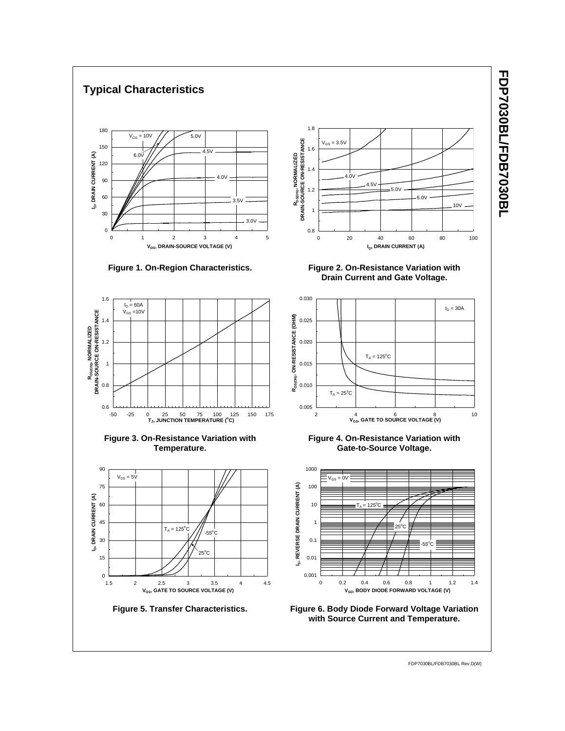## Typical Characteristics

Figure 1. On-Region Characteristics.

Figure 2. On-Resistance Variation with Drain Current and Gate Voltage.

Figure 3. On-Resistance Variation with Temperature.

Figure 4. On-Resistance Variation with Gate-to-Source Voltage.

Figure 5. Transfer Characteristics.

Figure 6. Body Diode Forward Voltage Variation with Source Current and Temperature.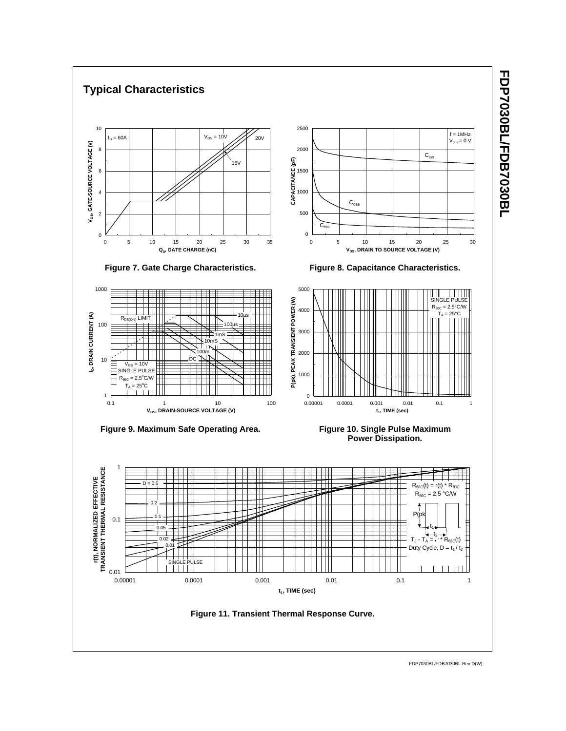## Typical Characteristics

Figure 7. Gate Charge Characteristics.

Figure 8. Capacitance Characteristics.

Figure 9. Maximum Safe Operating Area.

Figure 10. Single Pulse Maximum Power Dissipation.

Figure 11. Transient Thermal Response Curve.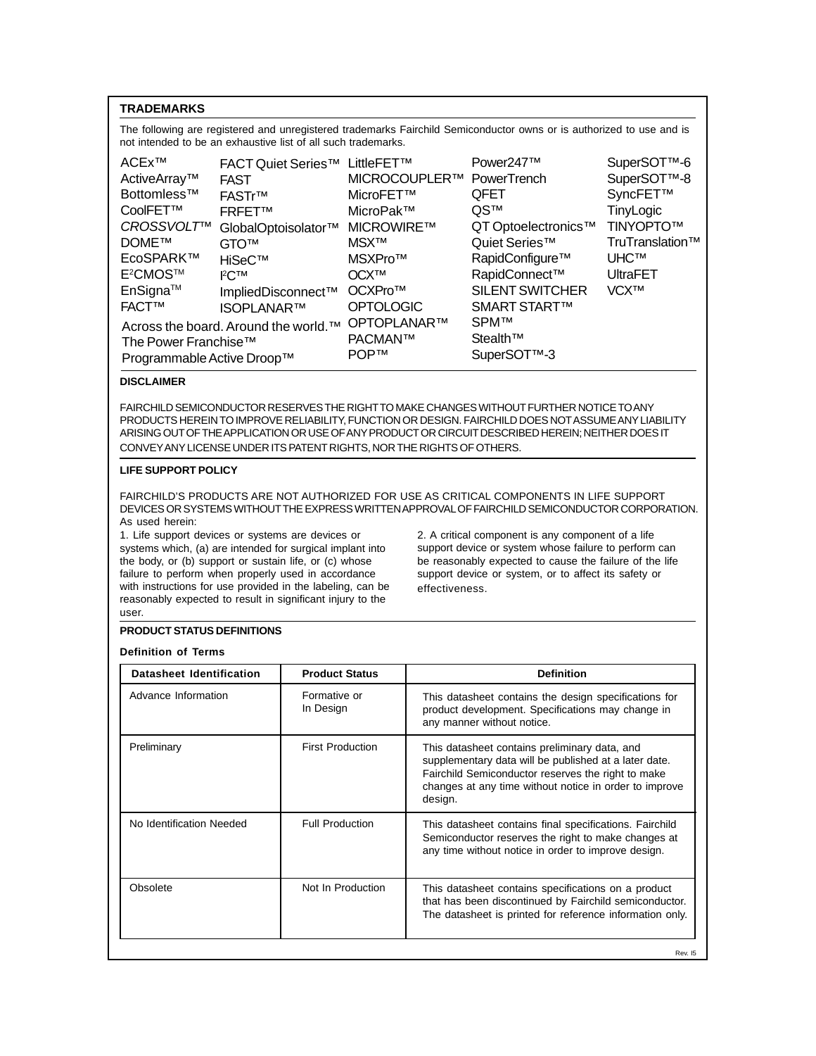## TRADEMARKS

The following are registered and unregistered trademarks Fairchild Semiconductor owns or is authorized to use and is not intended to be an exhaustive list of all such trademarks.

| | | | | |
|---|---|---|---|---|
| ACEx™ | FACT Quiet Series™ | LittleFET™ | Power247™ | SuperSOT™-6 |
| ActiveArray™ | FAST | MICROCOUPLER™ | PowerTrench | SuperSOT™-8 |
| Bottomless™ | FASTr™ | MicroFET™ | QFET | SyncFET™ |
| CoolFET™ | FRFET™ | MicroPak™ | QS™ | TinyLogic |
| *CROSSVOLT*™ | GlobalOptoisolator™ | MICROWIRE™ | QT Optoelectronics™ | TINYOPTO™ |
| DOME™ | GTO™ | MSX™ | Quiet Series™ | TruTranslation™ |
| EcoSPARK™ | HiSeC™ | MSXPro™ | RapidConfigure™ | UHC™ |
| E²CMOS™ | I²C™ | OCX™ | RapidConnect™ | UltraFET |
| EnSigna™ | ImpliedDisconnect™ | OCXPro™ | SILENT SWITCHER | VCX™ |
| FACT™ | ISOPLANAR™ | OPTOLOGIC | SMART START™ | |
| Across the board. Around the world.™ | | OPTOPLANAR™ | SPM™ | |
| The Power Franchise™ | | PACMAN™ | Stealth™ | |
| Programmable Active Droop™ | | POP™ | SuperSOT™-3 | |

## DISCLAIMER

FAIRCHILD SEMICONDUCTOR RESERVES THE RIGHT TO MAKE CHANGES WITHOUT FURTHER NOTICE TO ANY PRODUCTS HEREIN TO IMPROVE RELIABILITY, FUNCTION OR DESIGN. FAIRCHILD DOES NOT ASSUME ANY LIABILITY ARISING OUT OF THE APPLICATION OR USE OF ANY PRODUCT OR CIRCUIT DESCRIBED HEREIN; NEITHER DOES IT CONVEY ANY LICENSE UNDER ITS PATENT RIGHTS, NOR THE RIGHTS OF OTHERS.

## LIFE SUPPORT POLICY

FAIRCHILD'S PRODUCTS ARE NOT AUTHORIZED FOR USE AS CRITICAL COMPONENTS IN LIFE SUPPORT DEVICES OR SYSTEMS WITHOUT THE EXPRESS WRITTEN APPROVAL OF FAIRCHILD SEMICONDUCTOR CORPORATION.
As used herein:

1. Life support devices or systems are devices or systems which, (a) are intended for surgical implant into the body, or (b) support or sustain life, or (c) whose failure to perform when properly used in accordance with instructions for use provided in the labeling, can be reasonably expected to result in significant injury to the user.

2. A critical component is any component of a life support device or system whose failure to perform can be reasonably expected to cause the failure of the life support device or system, or to affect its safety or effectiveness.

## PRODUCT STATUS DEFINITIONS

### Definition of Terms

| Datasheet Identification | Product Status | Definition |
|---|---|---|
| Advance Information | Formative or In Design | This datasheet contains the design specifications for product development. Specifications may change in any manner without notice. |
| Preliminary | First Production | This datasheet contains preliminary data, and supplementary data will be published at a later date. Fairchild Semiconductor reserves the right to make changes at any time without notice in order to improve design. |
| No Identification Needed | Full Production | This datasheet contains final specifications. Fairchild Semiconductor reserves the right to make changes at any time without notice in order to improve design. |
| Obsolete | Not In Production | This datasheet contains specifications on a product that has been discontinued by Fairchild semiconductor. The datasheet is printed for reference information only. |

Rev. I5